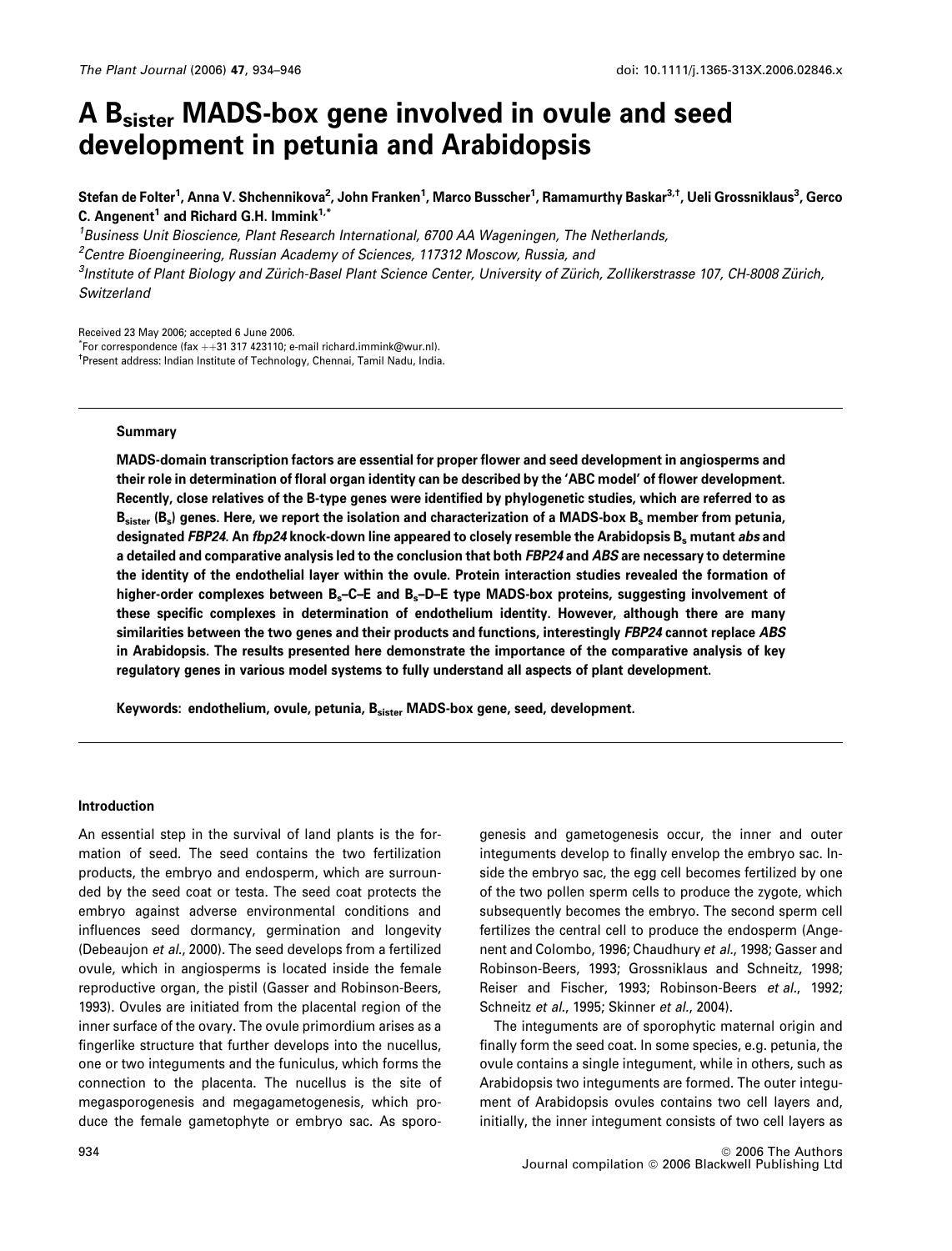# A $B_{sister}$ MADS-box gene involved in ovule and seed development in petunia and Arabidopsis

Stefan de Folter[1], Anna V. Shchennikova[2], John Franken[1], Marco Busscher[1], Ramamurthy Baskar[3,†], Ueli Grossniklaus[3], Gerco C. Angenent[1] and Richard G.H. Immink[1,*]

[1]Business Unit Bioscience, Plant Research International, 6700 AA Wageningen, The Netherlands,
[2]Centre Bioengineering, Russian Academy of Sciences, 117312 Moscow, Russia, and
[3]Institute of Plant Biology and Zürich-Basel Plant Science Center, University of Zürich, Zollikerstrasse 107, CH-8008 Zürich, Switzerland

Received 23 May 2006; accepted 6 June 2006.
*For correspondence (fax ++31 317 423110; e-mail richard.immink@wur.nl).
†Present address: Indian Institute of Technology, Chennai, Tamil Nadu, India.

## Summary

**MADS-domain transcription factors are essential for proper flower and seed development in angiosperms and their role in determination of floral organ identity can be described by the 'ABC model' of flower development. Recently, close relatives of the B-type genes were identified by phylogenetic studies, which are referred to as $B_{sister}$ ($B_s$) genes. Here, we report the isolation and characterization of a MADS-box $B_s$ member from petunia, designated *FBP24*. An *fbp24* knock-down line appeared to closely resemble the Arabidopsis $B_s$ mutant *abs* and a detailed and comparative analysis led to the conclusion that both *FBP24* and *ABS* are necessary to determine the identity of the endothelial layer within the ovule. Protein interaction studies revealed the formation of higher-order complexes between $B_s$–C–E and $B_s$–D–E type MADS-box proteins, suggesting involvement of these specific complexes in determination of endothelium identity. However, although there are many similarities between the two genes and their products and functions, interestingly *FBP24* cannot replace *ABS* in Arabidopsis. The results presented here demonstrate the importance of the comparative analysis of key regulatory genes in various model systems to fully understand all aspects of plant development.**

**Keywords: endothelium, ovule, petunia, $B_{sister}$ MADS-box gene, seed, development.**

## Introduction

An essential step in the survival of land plants is the formation of seed. The seed contains the two fertilization products, the embryo and endosperm, which are surrounded by the seed coat or testa. The seed coat protects the embryo against adverse environmental conditions and influences seed dormancy, germination and longevity (Debeaujon *et al.*, 2000). The seed develops from a fertilized ovule, which in angiosperms is located inside the female reproductive organ, the pistil (Gasser and Robinson-Beers, 1993). Ovules are initiated from the placental region of the inner surface of the ovary. The ovule primordium arises as a fingerlike structure that further develops into the nucellus, one or two integuments and the funiculus, which forms the connection to the placenta. The nucellus is the site of megasporogenesis and megagametogenesis, which produce the female gametophyte or embryo sac. As sporogenesis and gametogenesis occur, the inner and outer integuments develop to finally envelop the embryo sac. Inside the embryo sac, the egg cell becomes fertilized by one of the two pollen sperm cells to produce the zygote, which subsequently becomes the embryo. The second sperm cell fertilizes the central cell to produce the endosperm (Angenent and Colombo, 1996; Chaudhury *et al.*, 1998; Gasser and Robinson-Beers, 1993; Grossniklaus and Schneitz, 1998; Reiser and Fischer, 1993; Robinson-Beers *et al.*, 1992; Schneitz *et al.*, 1995; Skinner *et al.*, 2004).

The integuments are of sporophytic maternal origin and finally form the seed coat. In some species, e.g. petunia, the ovule contains a single integument, while in others, such as Arabidopsis two integuments are formed. The outer integument of Arabidopsis ovules contains two cell layers and, initially, the inner integument consists of two cell layers as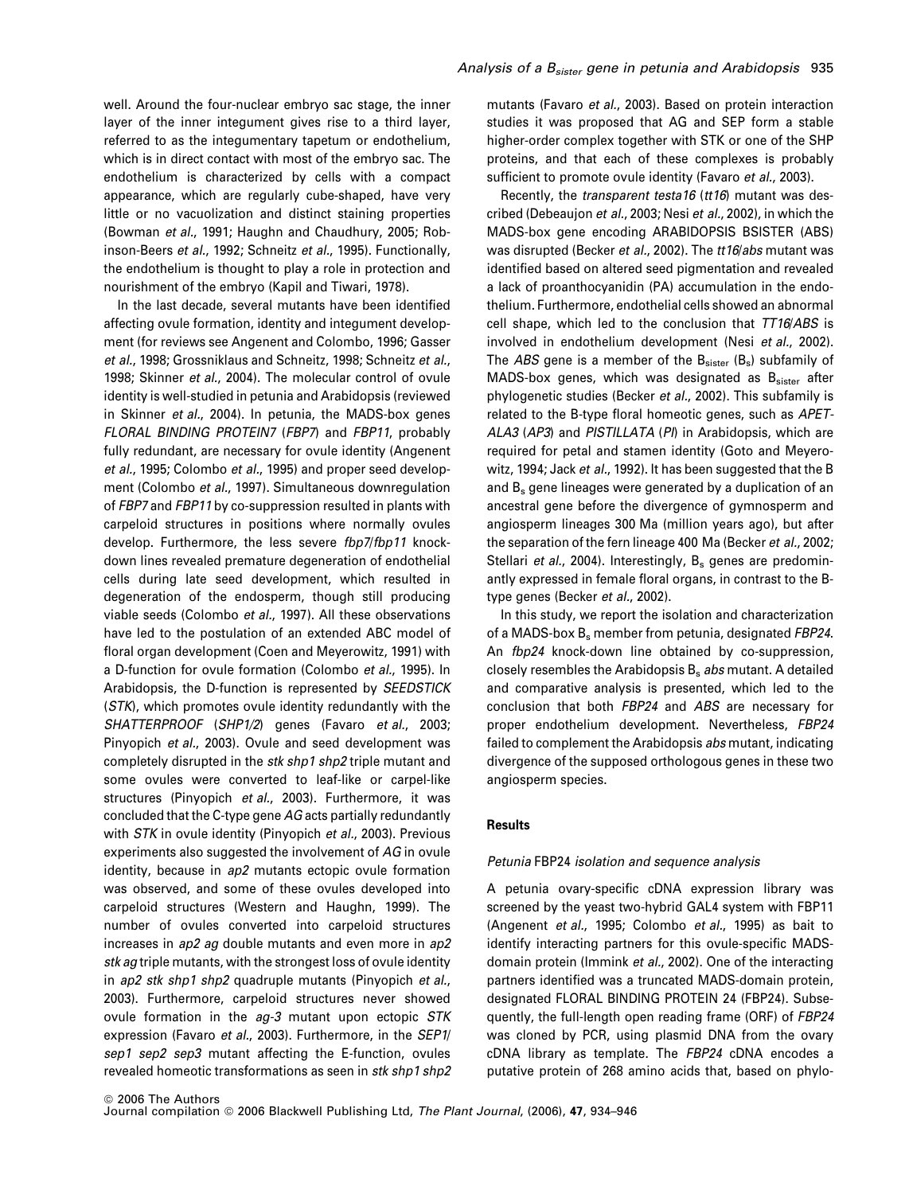well. Around the four-nuclear embryo sac stage, the inner layer of the inner integument gives rise to a third layer, referred to as the integumentary tapetum or endothelium, which is in direct contact with most of the embryo sac. The endothelium is characterized by cells with a compact appearance, which are regularly cube-shaped, have very little or no vacuolization and distinct staining properties (Bowman *et al.*, 1991; Haughn and Chaudhury, 2005; Robinson-Beers *et al.*, 1992; Schneitz *et al.*, 1995). Functionally, the endothelium is thought to play a role in protection and nourishment of the embryo (Kapil and Tiwari, 1978).

In the last decade, several mutants have been identified affecting ovule formation, identity and integument development (for reviews see Angenent and Colombo, 1996; Gasser *et al.*, 1998; Grossniklaus and Schneitz, 1998; Schneitz *et al.*, 1998; Skinner *et al.*, 2004). The molecular control of ovule identity is well-studied in petunia and Arabidopsis (reviewed in Skinner *et al.*, 2004). In petunia, the MADS-box genes *FLORAL BINDING PROTEIN7* (*FBP7*) and *FBP11*, probably fully redundant, are necessary for ovule identity (Angenent *et al.*, 1995; Colombo *et al.*, 1995) and proper seed development (Colombo *et al.*, 1997). Simultaneous downregulation of *FBP7* and *FBP11* by co-suppression resulted in plants with carpeloid structures in positions where normally ovules develop. Furthermore, the less severe *fbp7/fbp11* knock-down lines revealed premature degeneration of endothelial cells during late seed development, which resulted in degeneration of the endosperm, though still producing viable seeds (Colombo *et al.*, 1997). All these observations have led to the postulation of an extended ABC model of floral organ development (Coen and Meyerowitz, 1991) with a D-function for ovule formation (Colombo *et al.*, 1995). In Arabidopsis, the D-function is represented by *SEEDSTICK* (*STK*), which promotes ovule identity redundantly with the *SHATTERPROOF* (*SHP1/2*) genes (Favaro *et al.*, 2003; Pinyopich *et al.*, 2003). Ovule and seed development was completely disrupted in the *stk shp1 shp2* triple mutant and some ovules were converted to leaf-like or carpel-like structures (Pinyopich *et al.*, 2003). Furthermore, it was concluded that the C-type gene *AG* acts partially redundantly with *STK* in ovule identity (Pinyopich *et al.*, 2003). Previous experiments also suggested the involvement of *AG* in ovule identity, because in *ap2* mutants ectopic ovule formation was observed, and some of these ovules developed into carpeloid structures (Western and Haughn, 1999). The number of ovules converted into carpeloid structures increases in *ap2 ag* double mutants and even more in *ap2 stk ag* triple mutants, with the strongest loss of ovule identity in *ap2 stk shp1 shp2* quadruple mutants (Pinyopich *et al.*, 2003). Furthermore, carpeloid structures never showed ovule formation in the *ag-3* mutant upon ectopic *STK* expression (Favaro *et al.*, 2003). Furthermore, in the *SEP1/sep1 sep2 sep3* mutant affecting the E-function, ovules revealed homeotic transformations as seen in *stk shp1 shp2* mutants (Favaro *et al.*, 2003). Based on protein interaction studies it was proposed that AG and SEP form a stable higher-order complex together with STK or one of the SHP proteins, and that each of these complexes is probably sufficient to promote ovule identity (Favaro *et al.*, 2003).

Recently, the *transparent testa16* (*tt16*) mutant was described (Debeaujon *et al.*, 2003; Nesi *et al.*, 2002), in which the MADS-box gene encoding ARABIDOPSIS BSISTER (ABS) was disrupted (Becker *et al.*, 2002). The *tt16/abs* mutant was identified based on altered seed pigmentation and revealed a lack of proanthocyanidin (PA) accumulation in the endothelium. Furthermore, endothelial cells showed an abnormal cell shape, which led to the conclusion that *TT16/ABS* is involved in endothelium development (Nesi *et al.*, 2002). The *ABS* gene is a member of the $B_{sister}$ ($B_s$) subfamily of MADS-box genes, which was designated as $B_{sister}$ after phylogenetic studies (Becker *et al.*, 2002). This subfamily is related to the B-type floral homeotic genes, such as *APETALA3* (*AP3*) and *PISTILLATA* (*PI*) in Arabidopsis, which are required for petal and stamen identity (Goto and Meyerowitz, 1994; Jack *et al.*, 1992). It has been suggested that the B and $B_s$ gene lineages were generated by a duplication of an ancestral gene before the divergence of gymnosperm and angiosperm lineages 300 Ma (million years ago), but after the separation of the fern lineage 400 Ma (Becker *et al.*, 2002; Stellari *et al.*, 2004). Interestingly, $B_s$ genes are predominantly expressed in female floral organs, in contrast to the B-type genes (Becker *et al.*, 2002).

In this study, we report the isolation and characterization of a MADS-box $B_s$ member from petunia, designated *FBP24*. An *fbp24* knock-down line obtained by co-suppression, closely resembles the Arabidopsis $B_s$ *abs* mutant. A detailed and comparative analysis is presented, which led to the conclusion that both *FBP24* and *ABS* are necessary for proper endothelium development. Nevertheless, *FBP24* failed to complement the Arabidopsis *abs* mutant, indicating divergence of the supposed orthologous genes in these two angiosperm species.

## Results

### *Petunia* FBP24 *isolation and sequence analysis*

A petunia ovary-specific cDNA expression library was screened by the yeast two-hybrid GAL4 system with FBP11 (Angenent *et al.*, 1995; Colombo *et al.*, 1995) as bait to identify interacting partners for this ovule-specific MADS-domain protein (Immink *et al.*, 2002). One of the interacting partners identified was a truncated MADS-domain protein, designated FLORAL BINDING PROTEIN 24 (FBP24). Subsequently, the full-length open reading frame (ORF) of *FBP24* was cloned by PCR, using plasmid DNA from the ovary cDNA library as template. The *FBP24* cDNA encodes a putative protein of 268 amino acids that, based on phylo-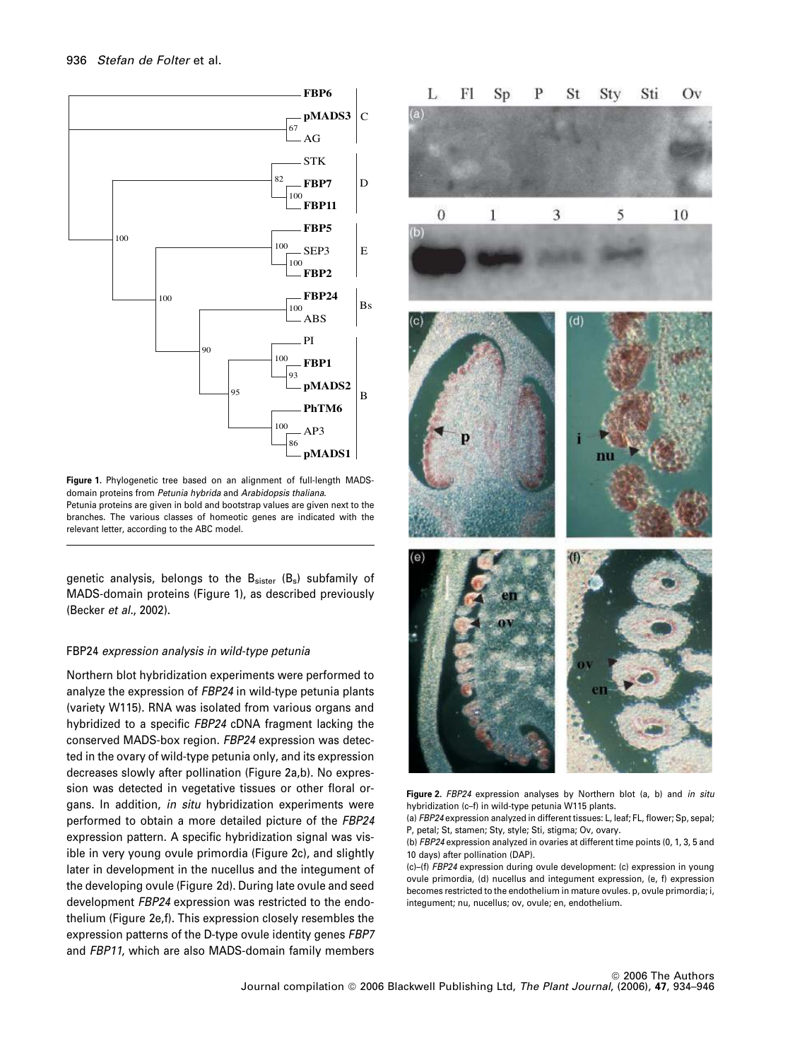**Figure 1.** Phylogenetic tree based on an alignment of full-length MADS-domain proteins from *Petunia hybrida* and *Arabidopsis thaliana*.
Petunia proteins are given in bold and bootstrap values are given next to the branches. The various classes of homeotic genes are indicated with the relevant letter, according to the ABC model.

genetic analysis, belongs to the $B_{sister}$ ($B_s$) subfamily of MADS-domain proteins (Figure 1), as described previously (Becker *et al*., 2002).

### *FBP24 expression analysis in wild-type petunia*

Northern blot hybridization experiments were performed to analyze the expression of *FBP24* in wild-type petunia plants (variety W115). RNA was isolated from various organs and hybridized to a specific *FBP24* cDNA fragment lacking the conserved MADS-box region. *FBP24* expression was detected in the ovary of wild-type petunia only, and its expression decreases slowly after pollination (Figure 2a,b). No expression was detected in vegetative tissues or other floral organs. In addition, *in situ* hybridization experiments were performed to obtain a more detailed picture of the *FBP24* expression pattern. A specific hybridization signal was visible in very young ovule primordia (Figure 2c), and slightly later in development in the nucellus and the integument of the developing ovule (Figure 2d). During late ovule and seed development *FBP24* expression was restricted to the endothelium (Figure 2e,f). This expression closely resembles the expression patterns of the D-type ovule identity genes *FBP7* and *FBP11*, which are also MADS-domain family members

**Figure 2.** *FBP24* expression analyses by Northern blot (a, b) and *in situ* hybridization (c–f) in wild-type petunia W115 plants.
(a) *FBP24* expression analyzed in different tissues: L, leaf; FL, flower; Sp, sepal; P, petal; St, stamen; Sty, style; Sti, stigma; Ov, ovary.
(b) *FBP24* expression analyzed in ovaries at different time points (0, 1, 3, 5 and 10 days) after pollination (DAP).
(c)–(f) *FBP24* expression during ovule development: (c) expression in young ovule primordia, (d) nucellus and integument expression, (e, f) expression becomes restricted to the endothelium in mature ovules. p, ovule primordia; i, integument; nu, nucellus; ov, ovule; en, endothelium.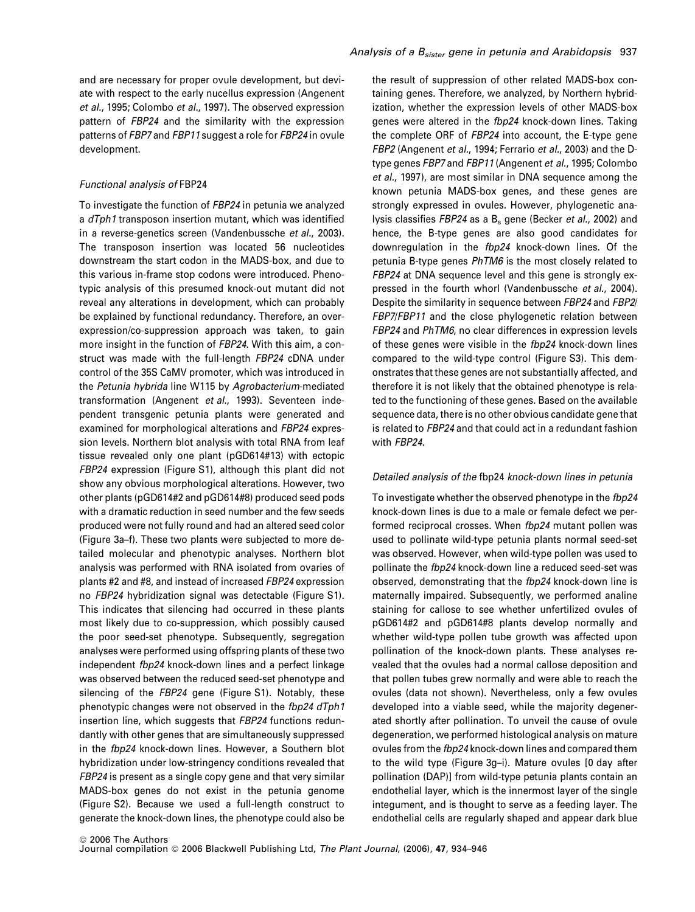and are necessary for proper ovule development, but deviate with respect to the early nucellus expression (Angenent *et al*., 1995; Colombo *et al*., 1997). The observed expression pattern of *FBP24* and the similarity with the expression patterns of *FBP7* and *FBP11* suggest a role for *FBP24* in ovule development.

### *Functional analysis of* FBP24

To investigate the function of *FBP24* in petunia we analyzed a *dTph1* transposon insertion mutant, which was identified in a reverse-genetics screen (Vandenbussche *et al*., 2003). The transposon insertion was located 56 nucleotides downstream the start codon in the MADS-box, and due to this various in-frame stop codons were introduced. Phenotypic analysis of this presumed knock-out mutant did not reveal any alterations in development, which can probably be explained by functional redundancy. Therefore, an overexpression/co-suppression approach was taken, to gain more insight in the function of *FBP24*. With this aim, a construct was made with the full-length *FBP24* cDNA under control of the 35S CaMV promoter, which was introduced in the *Petunia hybrida* line W115 by *Agrobacterium*-mediated transformation (Angenent *et al*., 1993). Seventeen independent transgenic petunia plants were generated and examined for morphological alterations and *FBP24* expression levels. Northern blot analysis with total RNA from leaf tissue revealed only one plant (pGD614#13) with ectopic *FBP24* expression (Figure S1), although this plant did not show any obvious morphological alterations. However, two other plants (pGD614#2 and pGD614#8) produced seed pods with a dramatic reduction in seed number and the few seeds produced were not fully round and had an altered seed color (Figure 3a–f). These two plants were subjected to more detailed molecular and phenotypic analyses. Northern blot analysis was performed with RNA isolated from ovaries of plants #2 and #8, and instead of increased *FBP24* expression no *FBP24* hybridization signal was detectable (Figure S1). This indicates that silencing had occurred in these plants most likely due to co-suppression, which possibly caused the poor seed-set phenotype. Subsequently, segregation analyses were performed using offspring plants of these two independent *fbp24* knock-down lines and a perfect linkage was observed between the reduced seed-set phenotype and silencing of the *FBP24* gene (Figure S1). Notably, these phenotypic changes were not observed in the *fbp24 dTph1* insertion line, which suggests that *FBP24* functions redundantly with other genes that are simultaneously suppressed in the *fbp24* knock-down lines. However, a Southern blot hybridization under low-stringency conditions revealed that *FBP24* is present as a single copy gene and that very similar MADS-box genes do not exist in the petunia genome (Figure S2). Because we used a full-length construct to generate the knock-down lines, the phenotype could also be the result of suppression of other related MADS-box containing genes. Therefore, we analyzed, by Northern hybridization, whether the expression levels of other MADS-box genes were altered in the *fbp24* knock-down lines. Taking the complete ORF of *FBP24* into account, the E-type gene *FBP2* (Angenent *et al*., 1994; Ferrario *et al*., 2003) and the D-type genes *FBP7* and *FBP11* (Angenent *et al*., 1995; Colombo *et al*., 1997), are most similar in DNA sequence among the known petunia MADS-box genes, and these genes are strongly expressed in ovules. However, phylogenetic analysis classifies *FBP24* as a $B_s$ gene (Becker *et al*., 2002) and hence, the B-type genes are also good candidates for downregulation in the *fbp24* knock-down lines. Of the petunia B-type genes *PhTM6* is the most closely related to *FBP24* at DNA sequence level and this gene is strongly expressed in the fourth whorl (Vandenbussche *et al*., 2004). Despite the similarity in sequence between *FBP24* and *FBP2*/*FBP7*/*FBP11* and the close phylogenetic relation between *FBP24* and *PhTM6*, no clear differences in expression levels of these genes were visible in the *fbp24* knock-down lines compared to the wild-type control (Figure S3). This demonstrates that these genes are not substantially affected, and therefore it is not likely that the obtained phenotype is related to the functioning of these genes. Based on the available sequence data, there is no other obvious candidate gene that is related to *FBP24* and that could act in a redundant fashion with *FBP24*.

### *Detailed analysis of the* fbp24 *knock-down lines in petunia*

To investigate whether the observed phenotype in the *fbp24* knock-down lines is due to a male or female defect we performed reciprocal crosses. When *fbp24* mutant pollen was used to pollinate wild-type petunia plants normal seed-set was observed. However, when wild-type pollen was used to pollinate the *fbp24* knock-down line a reduced seed-set was observed, demonstrating that the *fbp24* knock-down line is maternally impaired. Subsequently, we performed analine staining for callose to see whether unfertilized ovules of pGD614#2 and pGD614#8 plants develop normally and whether wild-type pollen tube growth was affected upon pollination of the knock-down plants. These analyses revealed that the ovules had a normal callose deposition and that pollen tubes grew normally and were able to reach the ovules (data not shown). Nevertheless, only a few ovules developed into a viable seed, while the majority degenerated shortly after pollination. To unveil the cause of ovule degeneration, we performed histological analysis on mature ovules from the *fbp24* knock-down lines and compared them to the wild type (Figure 3g–i). Mature ovules [0 day after pollination (DAP)] from wild-type petunia plants contain an endothelial layer, which is the innermost layer of the single integument, and is thought to serve as a feeding layer. The endothelial cells are regularly shaped and appear dark blue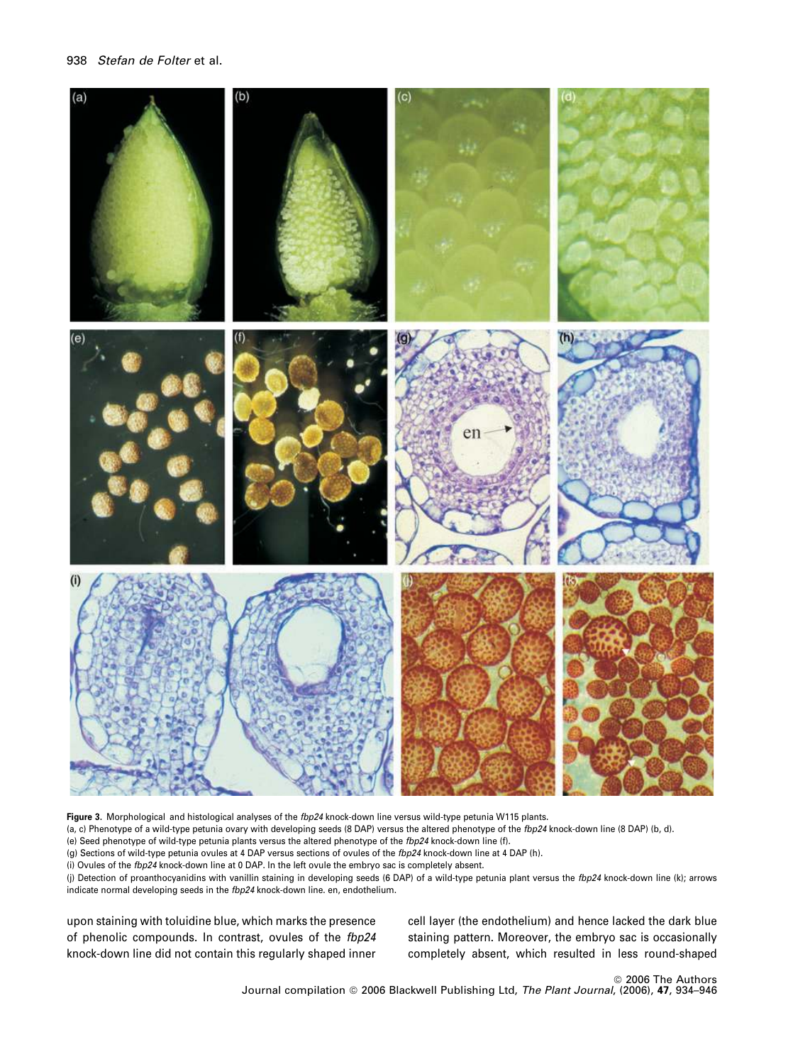**Figure 3.** Morphological and histological analyses of the *fbp24* knock-down line versus wild-type petunia W115 plants.

(a, c) Phenotype of a wild-type petunia ovary with developing seeds (8 DAP) versus the altered phenotype of the *fbp24* knock-down line (8 DAP) (b, d).

(e) Seed phenotype of wild-type petunia plants versus the altered phenotype of the *fbp24* knock-down line (f).

(g) Sections of wild-type petunia ovules at 4 DAP versus sections of ovules of the *fbp24* knock-down line at 4 DAP (h).

(i) Ovules of the *fbp24* knock-down line at 0 DAP. In the left ovule the embryo sac is completely absent.

(j) Detection of proanthocyanidins with vanillin staining in developing seeds (6 DAP) of a wild-type petunia plant versus the *fbp24* knock-down line (k); arrows indicate normal developing seeds in the *fbp24* knock-down line. en, endothelium.

upon staining with toluidine blue, which marks the presence of phenolic compounds. In contrast, ovules of the *fbp24* knock-down line did not contain this regularly shaped inner cell layer (the endothelium) and hence lacked the dark blue staining pattern. Moreover, the embryo sac is occasionally completely absent, which resulted in less round-shaped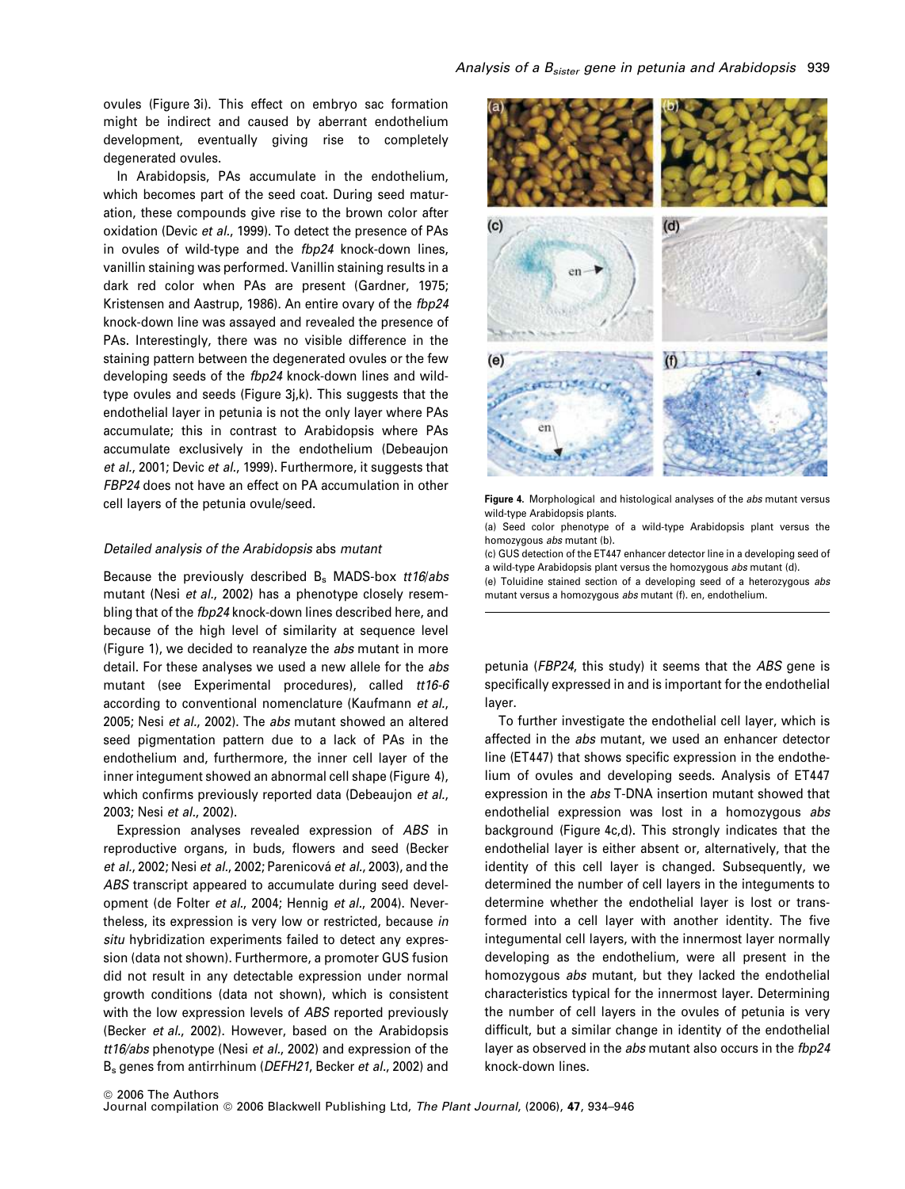ovules (Figure 3i). This effect on embryo sac formation might be indirect and caused by aberrant endothelium development, eventually giving rise to completely degenerated ovules.

In Arabidopsis, PAs accumulate in the endothelium, which becomes part of the seed coat. During seed maturation, these compounds give rise to the brown color after oxidation (Devic *et al.*, 1999). To detect the presence of PAs in ovules of wild-type and the *fbp24* knock-down lines, vanillin staining was performed. Vanillin staining results in a dark red color when PAs are present (Gardner, 1975; Kristensen and Aastrup, 1986). An entire ovary of the *fbp24* knock-down line was assayed and revealed the presence of PAs. Interestingly, there was no visible difference in the staining pattern between the degenerated ovules or the few developing seeds of the *fbp24* knock-down lines and wild-type ovules and seeds (Figure 3j,k). This suggests that the endothelial layer in petunia is not the only layer where PAs accumulate; this in contrast to Arabidopsis where PAs accumulate exclusively in the endothelium (Debeaujon *et al.*, 2001; Devic *et al.*, 1999). Furthermore, it suggests that *FBP24* does not have an effect on PA accumulation in other cell layers of the petunia ovule/seed.

### *Detailed analysis of the Arabidopsis* abs *mutant*

Because the previously described $B_s$ MADS-box *tt16/abs* mutant (Nesi *et al.*, 2002) has a phenotype closely resembling that of the *fbp24* knock-down lines described here, and because of the high level of similarity at sequence level (Figure 1), we decided to reanalyze the *abs* mutant in more detail. For these analyses we used a new allele for the *abs* mutant (see Experimental procedures), called *tt16-6* according to conventional nomenclature (Kaufmann *et al.*, 2005; Nesi *et al.*, 2002). The *abs* mutant showed an altered seed pigmentation pattern due to a lack of PAs in the endothelium and, furthermore, the inner cell layer of the inner integument showed an abnormal cell shape (Figure 4), which confirms previously reported data (Debeaujon *et al.*, 2003; Nesi *et al.*, 2002).

Expression analyses revealed expression of *ABS* in reproductive organs, in buds, flowers and seed (Becker *et al.*, 2002; Nesi *et al.*, 2002; Parenicová *et al.*, 2003), and the *ABS* transcript appeared to accumulate during seed development (de Folter *et al.*, 2004; Hennig *et al.*, 2004). Nevertheless, its expression is very low or restricted, because *in situ* hybridization experiments failed to detect any expression (data not shown). Furthermore, a promoter GUS fusion did not result in any detectable expression under normal growth conditions (data not shown), which is consistent with the low expression levels of *ABS* reported previously (Becker *et al.*, 2002). However, based on the Arabidopsis *tt16/abs* phenotype (Nesi *et al.*, 2002) and expression of the $B_s$ genes from antirrhinum (*DEFH21*, Becker *et al.*, 2002) and petunia (*FBP24*, this study) it seems that the *ABS* gene is specifically expressed in and is important for the endothelial layer.

**Figure 4.** Morphological and histological analyses of the *abs* mutant versus wild-type Arabidopsis plants.
(a) Seed color phenotype of a wild-type Arabidopsis plant versus the homozygous *abs* mutant (b).
(c) GUS detection of the ET447 enhancer detector line in a developing seed of a wild-type Arabidopsis plant versus the homozygous *abs* mutant (d).
(e) Toluidine stained section of a developing seed of a heterozygous *abs* mutant versus a homozygous *abs* mutant (f). en, endothelium.

To further investigate the endothelial cell layer, which is affected in the *abs* mutant, we used an enhancer detector line (ET447) that shows specific expression in the endothelium of ovules and developing seeds. Analysis of ET447 expression in the *abs* T-DNA insertion mutant showed that endothelial expression was lost in a homozygous *abs* background (Figure 4c,d). This strongly indicates that the endothelial layer is either absent or, alternatively, that the identity of this cell layer is changed. Subsequently, we determined the number of cell layers in the integuments to determine whether the endothelial layer is lost or transformed into a cell layer with another identity. The five integumental cell layers, with the innermost layer normally developing as the endothelium, were all present in the homozygous *abs* mutant, but they lacked the endothelial characteristics typical for the innermost layer. Determining the number of cell layers in the ovules of petunia is very difficult, but a similar change in identity of the endothelial layer as observed in the *abs* mutant also occurs in the *fbp24* knock-down lines.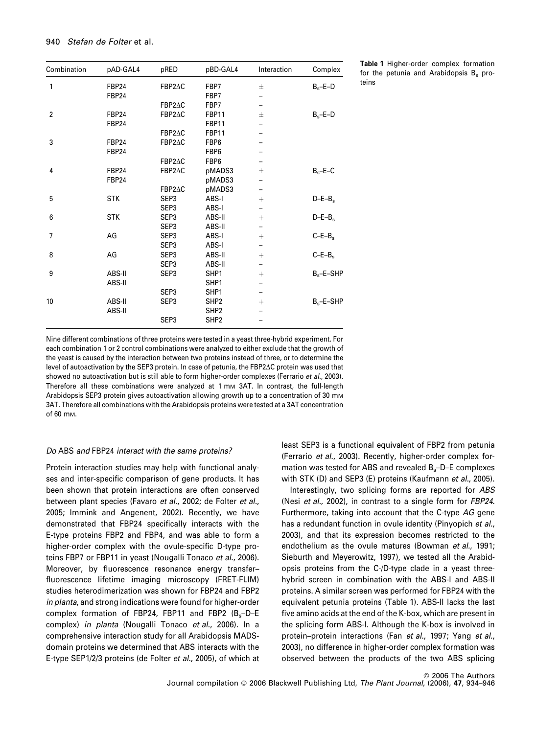**Table 1** Higher-order complex formation for the petunia and Arabidopsis $B_s$ proteins

| Combination | pAD-GAL4 | pRED | pBD-GAL4 | Interaction | Complex |
|---|---|---|---|---|---|
| 1 | FBP24 | FBP2ΔC | FBP7 | ± | $B_s$–E–D |
| | FBP24 | | FBP7 | – | |
| | | FBP2ΔC | FBP7 | – | |
| 2 | FBP24 | FBP2ΔC | FBP11 | ± | $B_s$–E–D |
| | FBP24 | | FBP11 | – | |
| | | FBP2ΔC | FBP11 | – | |
| 3 | FBP24 | FBP2ΔC | FBP6 | – | |
| | FBP24 | | FBP6 | – | |
| | | FBP2ΔC | FBP6 | – | |
| 4 | FBP24 | FBP2ΔC | pMADS3 | ± | $B_s$–E–C |
| | FBP24 | | pMADS3 | – | |
| | | FBP2ΔC | pMADS3 | – | |
| 5 | STK | SEP3 | ABS-I | + | D–E–$B_s$ |
| | | SEP3 | ABS-I | – | |
| 6 | STK | SEP3 | ABS-II | + | D–E–$B_s$ |
| | | SEP3 | ABS-II | – | |
| 7 | AG | SEP3 | ABS-I | + | C–E–$B_s$ |
| | | SEP3 | ABS-I | – | |
| 8 | AG | SEP3 | ABS-II | + | C–E–$B_s$ |
| | | SEP3 | ABS-II | – | |
| 9 | ABS-II | SEP3 | SHP1 | + | $B_s$–E–SHP |
| | ABS-II | | SHP1 | – | |
| | | SEP3 | SHP1 | – | |
| 10 | ABS-II | SEP3 | SHP2 | + | $B_s$–E–SHP |
| | ABS-II | | SHP2 | – | |
| | | SEP3 | SHP2 | – | |

Nine different combinations of three proteins were tested in a yeast three-hybrid experiment. For each combination 1 or 2 control combinations were analyzed to either exclude that the growth of the yeast is caused by the interaction between two proteins instead of three, or to determine the level of autoactivation by the SEP3 protein. In case of petunia, the FBP2ΔC protein was used that showed no autoactivation but is still able to form higher-order complexes (Ferrario *et al.*, 2003). Therefore all these combinations were analyzed at 1 mM 3AT. In contrast, the full-length Arabidopsis SEP3 protein gives autoactivation allowing growth up to a concentration of 30 mM 3AT. Therefore all combinations with the Arabidopsis proteins were tested at a 3AT concentration of 60 mM.

### *Do* ABS *and* FBP24 *interact with the same proteins?*

Protein interaction studies may help with functional analyses and inter-specific comparison of gene products. It has been shown that protein interactions are often conserved between plant species (Favaro *et al.*, 2002; de Folter *et al.*, 2005; Immink and Angenent, 2002). Recently, we have demonstrated that FBP24 specifically interacts with the E-type proteins FBP2 and FBP4, and was able to form a higher-order complex with the ovule-specific D-type proteins FBP7 or FBP11 in yeast (Nougalli Tonaco *et al.*, 2006). Moreover, by fluorescence resonance energy transfer–fluorescence lifetime imaging microscopy (FRET-FLIM) studies heterodimerization was shown for FBP24 and FBP2 *in planta*, and strong indications were found for higher-order complex formation of FBP24, FBP11 and FBP2 ($B_s$–D–E complex) *in planta* (Nougalli Tonaco *et al.*, 2006). In a comprehensive interaction study for all Arabidopsis MADS-domain proteins we determined that ABS interacts with the E-type SEP1/2/3 proteins (de Folter *et al.*, 2005), of which at least SEP3 is a functional equivalent of FBP2 from petunia (Ferrario *et al.*, 2003). Recently, higher-order complex formation was tested for ABS and revealed $B_s$–D–E complexes with STK (D) and SEP3 (E) proteins (Kaufmann *et al.*, 2005).

Interestingly, two splicing forms are reported for *ABS* (Nesi *et al.*, 2002), in contrast to a single form for *FBP24*. Furthermore, taking into account that the C-type *AG* gene has a redundant function in ovule identity (Pinyopich *et al.*, 2003), and that its expression becomes restricted to the endothelium as the ovule matures (Bowman *et al.*, 1991; Sieburth and Meyerowitz, 1997), we tested all the Arabidopsis proteins from the C-/D-type clade in a yeast three-hybrid screen in combination with the ABS-I and ABS-II proteins. A similar screen was performed for FBP24 with the equivalent petunia proteins (Table 1). ABS-II lacks the last five amino acids at the end of the K-box, which are present in the splicing form ABS-I. Although the K-box is involved in protein–protein interactions (Fan *et al.*, 1997; Yang *et al.*, 2003), no difference in higher-order complex formation was observed between the products of the two ABS splicing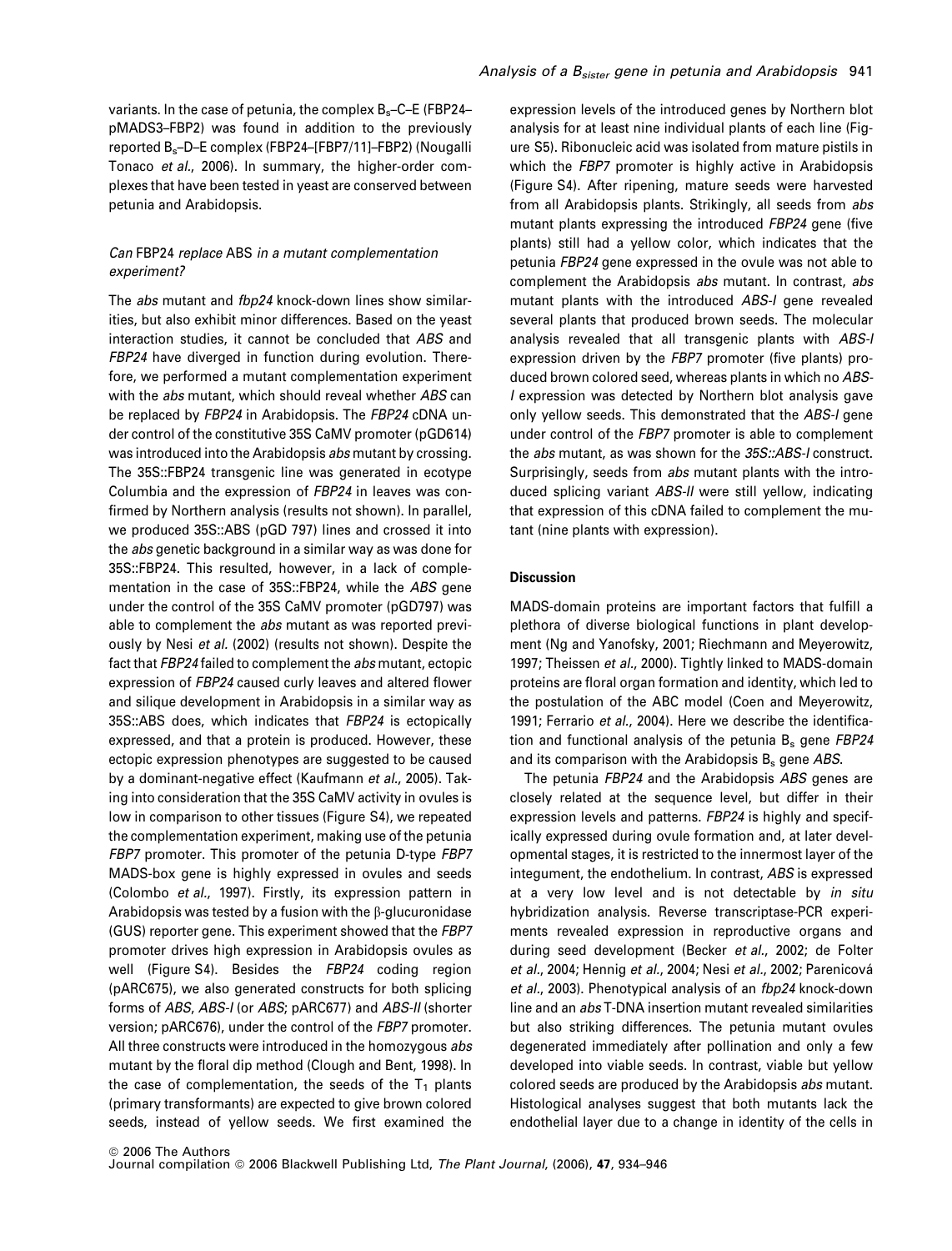variants. In the case of petunia, the complex $B_s$–C–E (FBP24–pMADS3–FBP2) was found in addition to the previously reported $B_s$–D–E complex (FBP24–[FBP7/11]–FBP2) (Nougalli Tonaco *et al.*, 2006). In summary, the higher-order complexes that have been tested in yeast are conserved between petunia and Arabidopsis.

### *Can* FBP24 *replace* ABS *in a mutant complementation experiment?*

The *abs* mutant and *fbp24* knock-down lines show similarities, but also exhibit minor differences. Based on the yeast interaction studies, it cannot be concluded that *ABS* and *FBP24* have diverged in function during evolution. Therefore, we performed a mutant complementation experiment with the *abs* mutant, which should reveal whether *ABS* can be replaced by *FBP24* in Arabidopsis. The *FBP24* cDNA under control of the constitutive 35S CaMV promoter (pGD614) was introduced into the Arabidopsis *abs* mutant by crossing. The 35S::FBP24 transgenic line was generated in ecotype Columbia and the expression of *FBP24* in leaves was confirmed by Northern analysis (results not shown). In parallel, we produced 35S::ABS (pGD 797) lines and crossed it into the *abs* genetic background in a similar way as was done for 35S::FBP24. This resulted, however, in a lack of complementation in the case of 35S::FBP24, while the *ABS* gene under the control of the 35S CaMV promoter (pGD797) was able to complement the *abs* mutant as was reported previously by Nesi *et al.* (2002) (results not shown). Despite the fact that *FBP24* failed to complement the *abs* mutant, ectopic expression of *FBP24* caused curly leaves and altered flower and silique development in Arabidopsis in a similar way as 35S::ABS does, which indicates that *FBP24* is ectopically expressed, and that a protein is produced. However, these ectopic expression phenotypes are suggested to be caused by a dominant-negative effect (Kaufmann *et al.*, 2005). Taking into consideration that the 35S CaMV activity in ovules is low in comparison to other tissues (Figure S4), we repeated the complementation experiment, making use of the petunia *FBP7* promoter. This promoter of the petunia D-type *FBP7* MADS-box gene is highly expressed in ovules and seeds (Colombo *et al.*, 1997). Firstly, its expression pattern in Arabidopsis was tested by a fusion with the β-glucuronidase (GUS) reporter gene. This experiment showed that the *FBP7* promoter drives high expression in Arabidopsis ovules as well (Figure S4). Besides the *FBP24* coding region (pARC675), we also generated constructs for both splicing forms of *ABS*, *ABS-I* (or *ABS*; pARC677) and *ABS-II* (shorter version; pARC676), under the control of the *FBP7* promoter. All three constructs were introduced in the homozygous *abs* mutant by the floral dip method (Clough and Bent, 1998). In the case of complementation, the seeds of the $T_1$ plants (primary transformants) are expected to give brown colored seeds, instead of yellow seeds. We first examined the expression levels of the introduced genes by Northern blot analysis for at least nine individual plants of each line (Figure S5). Ribonucleic acid was isolated from mature pistils in which the *FBP7* promoter is highly active in Arabidopsis (Figure S4). After ripening, mature seeds were harvested from all Arabidopsis plants. Strikingly, all seeds from *abs* mutant plants expressing the introduced *FBP24* gene (five plants) still had a yellow color, which indicates that the petunia *FBP24* gene expressed in the ovule was not able to complement the Arabidopsis *abs* mutant. In contrast, *abs* mutant plants with the introduced *ABS-I* gene revealed several plants that produced brown seeds. The molecular analysis revealed that all transgenic plants with *ABS-I* expression driven by the *FBP7* promoter (five plants) produced brown colored seed, whereas plants in which no *ABS-I* expression was detected by Northern blot analysis gave only yellow seeds. This demonstrated that the *ABS-I* gene under control of the *FBP7* promoter is able to complement the *abs* mutant, as was shown for the *35S::ABS-I* construct. Surprisingly, seeds from *abs* mutant plants with the introduced splicing variant *ABS-II* were still yellow, indicating that expression of this cDNA failed to complement the mutant (nine plants with expression).

## Discussion

MADS-domain proteins are important factors that fulfill a plethora of diverse biological functions in plant development (Ng and Yanofsky, 2001; Riechmann and Meyerowitz, 1997; Theissen *et al.*, 2000). Tightly linked to MADS-domain proteins are floral organ formation and identity, which led to the postulation of the ABC model (Coen and Meyerowitz, 1991; Ferrario *et al.*, 2004). Here we describe the identification and functional analysis of the petunia $B_s$ gene *FBP24* and its comparison with the Arabidopsis $B_s$ gene *ABS*.

The petunia *FBP24* and the Arabidopsis *ABS* genes are closely related at the sequence level, but differ in their expression levels and patterns. *FBP24* is highly and specifically expressed during ovule formation and, at later developmental stages, it is restricted to the innermost layer of the integument, the endothelium. In contrast, *ABS* is expressed at a very low level and is not detectable by *in situ* hybridization analysis. Reverse transcriptase-PCR experiments revealed expression in reproductive organs and during seed development (Becker *et al.*, 2002; de Folter *et al.*, 2004; Hennig *et al.*, 2004; Nesi *et al.*, 2002; Parenicová *et al.*, 2003). Phenotypical analysis of an *fbp24* knock-down line and an *abs* T-DNA insertion mutant revealed similarities but also striking differences. The petunia mutant ovules degenerated immediately after pollination and only a few developed into viable seeds. In contrast, viable but yellow colored seeds are produced by the Arabidopsis *abs* mutant. Histological analyses suggest that both mutants lack the endothelial layer due to a change in identity of the cells in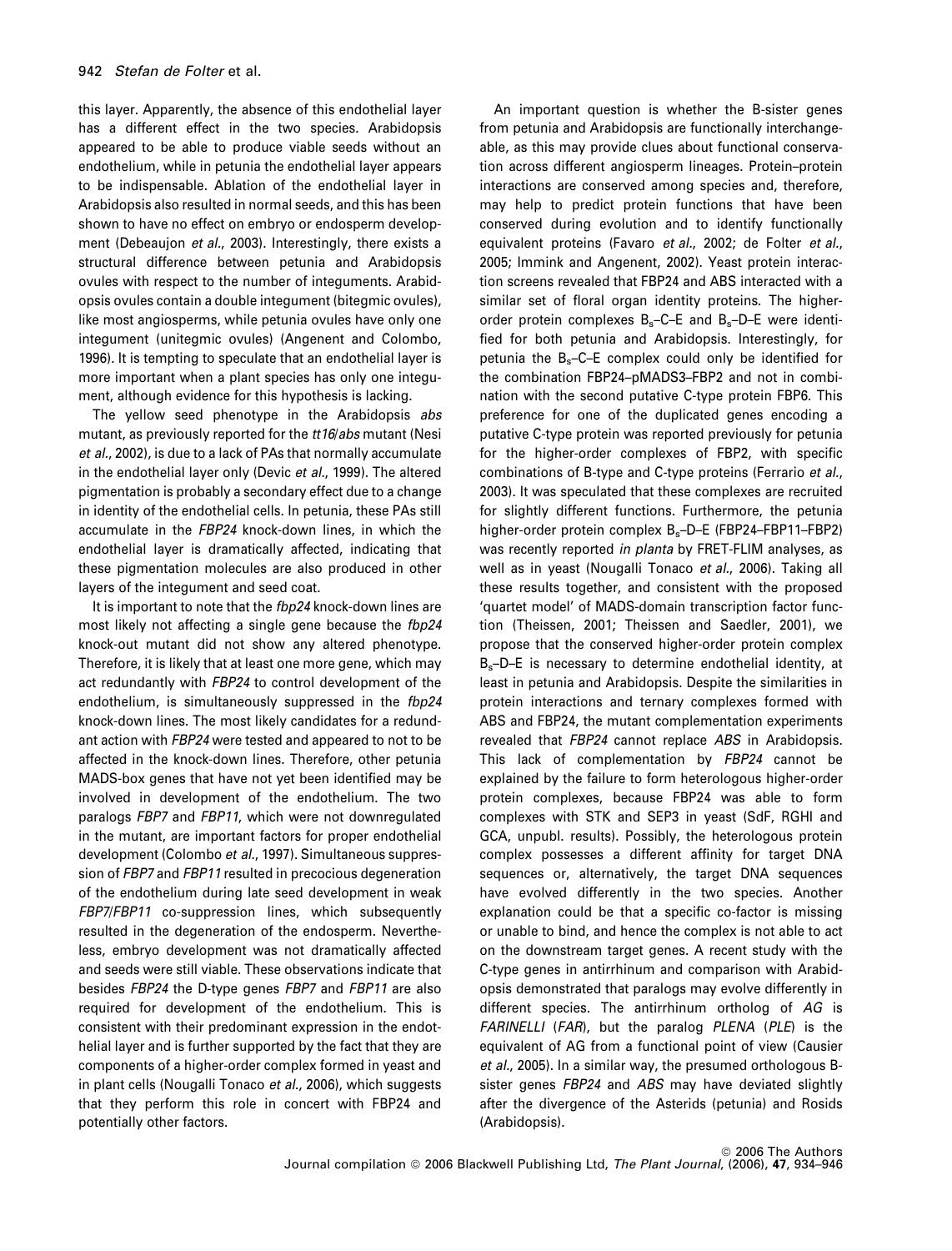this layer. Apparently, the absence of this endothelial layer has a different effect in the two species. Arabidopsis appeared to be able to produce viable seeds without an endothelium, while in petunia the endothelial layer appears to be indispensable. Ablation of the endothelial layer in Arabidopsis also resulted in normal seeds, and this has been shown to have no effect on embryo or endosperm development (Debeaujon *et al.*, 2003). Interestingly, there exists a structural difference between petunia and Arabidopsis ovules with respect to the number of integuments. Arabidopsis ovules contain a double integument (bitegmic ovules), like most angiosperms, while petunia ovules have only one integument (unitegmic ovules) (Angenent and Colombo, 1996). It is tempting to speculate that an endothelial layer is more important when a plant species has only one integument, although evidence for this hypothesis is lacking.

The yellow seed phenotype in the Arabidopsis *abs* mutant, as previously reported for the *tt16/abs* mutant (Nesi *et al.*, 2002), is due to a lack of PAs that normally accumulate in the endothelial layer only (Devic *et al.*, 1999). The altered pigmentation is probably a secondary effect due to a change in identity of the endothelial cells. In petunia, these PAs still accumulate in the *FBP24* knock-down lines, in which the endothelial layer is dramatically affected, indicating that these pigmentation molecules are also produced in other layers of the integument and seed coat.

It is important to note that the *fbp24* knock-down lines are most likely not affecting a single gene because the *fbp24* knock-out mutant did not show any altered phenotype. Therefore, it is likely that at least one more gene, which may act redundantly with *FBP24* to control development of the endothelium, is simultaneously suppressed in the *fbp24* knock-down lines. The most likely candidates for a redundant action with *FBP24* were tested and appeared to not to be affected in the knock-down lines. Therefore, other petunia MADS-box genes that have not yet been identified may be involved in development of the endothelium. The two paralogs *FBP7* and *FBP11*, which were not downregulated in the mutant, are important factors for proper endothelial development (Colombo *et al.*, 1997). Simultaneous suppression of *FBP7* and *FBP11* resulted in precocious degeneration of the endothelium during late seed development in weak *FBP7/FBP11* co-suppression lines, which subsequently resulted in the degeneration of the endosperm. Nevertheless, embryo development was not dramatically affected and seeds were still viable. These observations indicate that besides *FBP24* the D-type genes *FBP7* and *FBP11* are also required for development of the endothelium. This is consistent with their predominant expression in the endothelial layer and is further supported by the fact that they are components of a higher-order complex formed in yeast and in plant cells (Nougalli Tonaco *et al.*, 2006), which suggests that they perform this role in concert with FBP24 and potentially other factors.

An important question is whether the B-sister genes from petunia and Arabidopsis are functionally interchangeable, as this may provide clues about functional conservation across different angiosperm lineages. Protein–protein interactions are conserved among species and, therefore, may help to predict protein functions that have been conserved during evolution and to identify functionally equivalent proteins (Favaro *et al.*, 2002; de Folter *et al.*, 2005; Immink and Angenent, 2002). Yeast protein interaction screens revealed that FBP24 and ABS interacted with a similar set of floral organ identity proteins. The higher-order protein complexes $B_s$–C–E and $B_s$–D–E were identified for both petunia and Arabidopsis. Interestingly, for petunia the $B_s$–C–E complex could only be identified for the combination FBP24–pMADS3–FBP2 and not in combination with the second putative C-type protein FBP6. This preference for one of the duplicated genes encoding a putative C-type protein was reported previously for petunia for the higher-order complexes of FBP2, with specific combinations of B-type and C-type proteins (Ferrario *et al.*, 2003). It was speculated that these complexes are recruited for slightly different functions. Furthermore, the petunia higher-order protein complex $B_s$–D–E (FBP24–FBP11–FBP2) was recently reported *in planta* by FRET-FLIM analyses, as well as in yeast (Nougalli Tonaco *et al.*, 2006). Taking all these results together, and consistent with the proposed 'quartet model' of MADS-domain transcription factor function (Theissen, 2001; Theissen and Saedler, 2001), we propose that the conserved higher-order protein complex $B_s$–D–E is necessary to determine endothelial identity, at least in petunia and Arabidopsis. Despite the similarities in protein interactions and ternary complexes formed with ABS and FBP24, the mutant complementation experiments revealed that *FBP24* cannot replace *ABS* in Arabidopsis. This lack of complementation by *FBP24* cannot be explained by the failure to form heterologous higher-order protein complexes, because FBP24 was able to form complexes with STK and SEP3 in yeast (SdF, RGHI and GCA, unpubl. results). Possibly, the heterologous protein complex possesses a different affinity for target DNA sequences or, alternatively, the target DNA sequences have evolved differently in the two species. Another explanation could be that a specific co-factor is missing or unable to bind, and hence the complex is not able to act on the downstream target genes. A recent study with the C-type genes in antirrhinum and comparison with Arabidopsis demonstrated that paralogs may evolve differently in different species. The antirrhinum ortholog of *AG* is *FARINELLI* (*FAR*), but the paralog *PLENA* (*PLE*) is the equivalent of AG from a functional point of view (Causier *et al.*, 2005). In a similar way, the presumed orthologous B-sister genes *FBP24* and *ABS* may have deviated slightly after the divergence of the Asterids (petunia) and Rosids (Arabidopsis).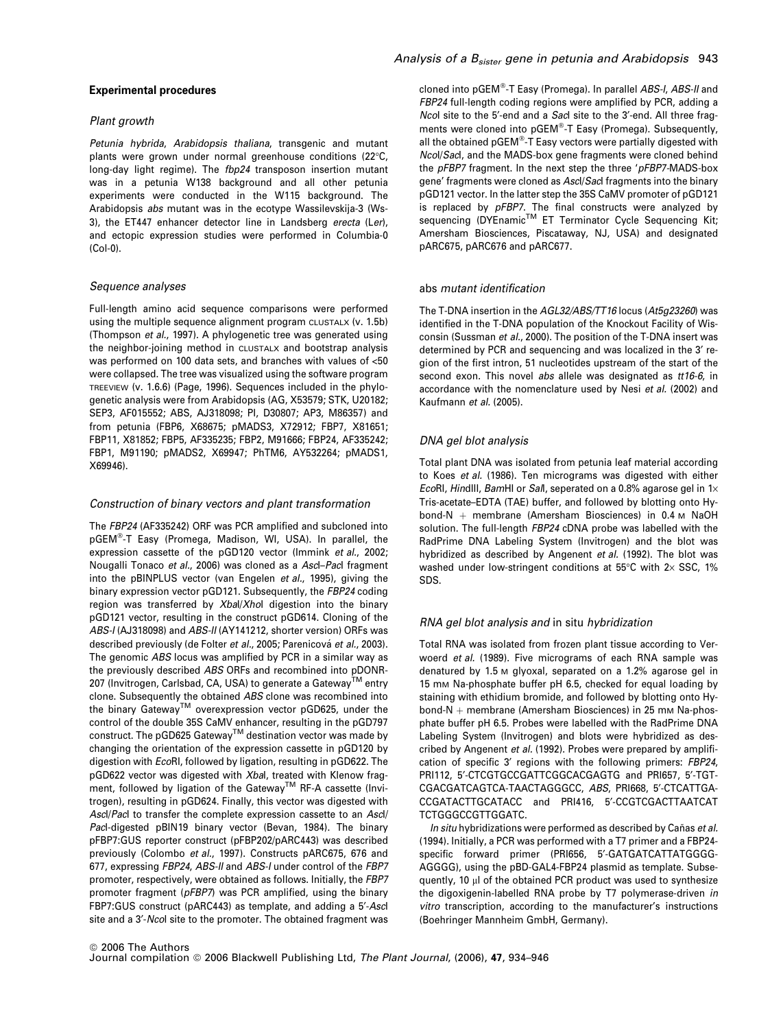## Experimental procedures

### Plant growth

*Petunia hybrida*, *Arabidopsis thaliana*, transgenic and mutant plants were grown under normal greenhouse conditions (22°C, long-day light regime). The *fbp24* transposon insertion mutant was in a petunia W138 background and all other petunia experiments were conducted in the W115 background. The Arabidopsis *abs* mutant was in the ecotype Wassilevskija-3 (Ws-3), the ET447 enhancer detector line in Landsberg *erecta* (L*er*), and ectopic expression studies were performed in Columbia-0 (Col-0).

### Sequence analyses

Full-length amino acid sequence comparisons were performed using the multiple sequence alignment program CLUSTALX (v. 1.5b) (Thompson *et al.*, 1997). A phylogenetic tree was generated using the neighbor-joining method in CLUSTALX and bootstrap analysis was performed on 100 data sets, and branches with values of <50 were collapsed. The tree was visualized using the software program TREEVIEW (v. 1.6.6) (Page, 1996). Sequences included in the phylogenetic analysis were from Arabidopsis (AG, X53579; STK, U20182; SEP3, AF015552; ABS, AJ318098; PI, D30807; AP3, M86357) and from petunia (FBP6, X68675; pMADS3, X72912; FBP7, X81651; FBP11, X81852; FBP5, AF335235; FBP2, M91666; FBP24, AF335242; FBP1, M91190; pMADS2, X69947; PhTM6, AY532264; pMADS1, X69946).

### Construction of binary vectors and plant transformation

The *FBP24* (AF335242) ORF was PCR amplified and subcloned into pGEM®-T Easy (Promega, Madison, WI, USA). In parallel, the expression cassette of the pGD120 vector (Immink *et al.*, 2002; Nougalli Tonaco *et al.*, 2006) was cloned as a *Asc*I–*Pac*I fragment into the pBINPLUS vector (van Engelen *et al.*, 1995), giving the binary expression vector pGD121. Subsequently, the *FBP24* coding region was transferred by *Xba*I/*Xho*I digestion into the binary pGD121 vector, resulting in the construct pGD614. Cloning of the *ABS-I* (AJ318098) and *ABS-II* (AY141212, shorter version) ORFs was described previously (de Folter *et al.*, 2005; Parenicová *et al.*, 2003). The genomic *ABS* locus was amplified by PCR in a similar way as the previously described *ABS* ORFs and recombined into pDONR-207 (Invitrogen, Carlsbad, CA, USA) to generate a Gateway™ entry clone. Subsequently the obtained *ABS* clone was recombined into the binary Gateway™ overexpression vector pGD625, under the control of the double 35S CaMV enhancer, resulting in the pGD797 construct. The pGD625 Gateway™ destination vector was made by changing the orientation of the expression cassette in pGD120 by digestion with *Eco*RI, followed by ligation, resulting in pGD622. The pGD622 vector was digested with *Xba*I, treated with Klenow fragment, followed by ligation of the Gateway™ RF-A cassette (Invitrogen), resulting in pGD624. Finally, this vector was digested with *Asc*I/*Pac*I to transfer the complete expression cassette to an *Asc*I/*Pac*I-digested pBIN19 binary vector (Bevan, 1984). The binary pFBP7:GUS reporter construct (pFBP202/pARC443) was described previously (Colombo *et al.*, 1997). Constructs pARC675, 676 and 677, expressing *FBP24*, *ABS-II* and *ABS-I* under control of the *FBP7* promoter, respectively, were obtained as follows. Initially, the *FBP7* promoter fragment (*pFBP7*) was PCR amplified, using the binary FBP7:GUS construct (pARC443) as template, and adding a 5′-*Asc*I site and a 3′-*Nco*I site to the promoter. The obtained fragment was cloned into pGEM®-T Easy (Promega). In parallel *ABS-I*, *ABS-II* and *FBP24* full-length coding regions were amplified by PCR, adding a *Nco*I site to the 5′-end and a *Sac*I site to the 3′-end. All three fragments were cloned into pGEM®-T Easy (Promega). Subsequently, all the obtained pGEM®-T Easy vectors were partially digested with *Nco*I/*Sac*I, and the MADS-box gene fragments were cloned behind the *pFBP7* fragment. In the next step the three '*pFBP7*-MADS-box gene' fragments were cloned as *Asc*I/*Sac*I fragments into the binary pGD121 vector. In the latter step the 35S CaMV promoter of pGD121 is replaced by *pFBP7*. The final constructs were analyzed by sequencing (DYEnamic™ ET Terminator Cycle Sequencing Kit; Amersham Biosciences, Piscataway, NJ, USA) and designated pARC675, pARC676 and pARC677.

### *abs* mutant identification

The T-DNA insertion in the *AGL32/ABS/TT16* locus (*At5g23260*) was identified in the T-DNA population of the Knockout Facility of Wisconsin (Sussman *et al.*, 2000). The position of the T-DNA insert was determined by PCR and sequencing and was localized in the 3′ region of the first intron, 51 nucleotides upstream of the start of the second exon. This novel *abs* allele was designated as *tt16-6*, in accordance with the nomenclature used by Nesi *et al.* (2002) and Kaufmann *et al.* (2005).

### DNA gel blot analysis

Total plant DNA was isolated from petunia leaf material according to Koes *et al.* (1986). Ten micrograms was digested with either *Eco*RI, *Hin*dIII, *Bam*HI or *Sal*I, seperated on a 0.8% agarose gel in 1× Tris-acetate–EDTA (TAE) buffer, and followed by blotting onto Hybond-N + membrane (Amersham Biosciences) in 0.4 M NaOH solution. The full-length *FBP24* cDNA probe was labelled with the RadPrime DNA Labeling System (Invitrogen) and the blot was hybridized as described by Angenent *et al.* (1992). The blot was washed under low-stringent conditions at 55°C with 2× SSC, 1% SDS.

### RNA gel blot analysis and *in situ* hybridization

Total RNA was isolated from frozen plant tissue according to Verwoerd *et al.* (1989). Five micrograms of each RNA sample was denatured by 1.5 M glyoxal, separated on a 1.2% agarose gel in 15 mM Na-phosphate buffer pH 6.5, checked for equal loading by staining with ethidium bromide, and followed by blotting onto Hybond-N + membrane (Amersham Biosciences) in 25 mM Na-phosphate buffer pH 6.5. Probes were labelled with the RadPrime DNA Labeling System (Invitrogen) and blots were hybridized as described by Angenent *et al.* (1992). Probes were prepared by amplification of specific 3′ regions with the following primers: *FBP24*, PRI112, 5′-CTCGTGCCGATTCGGCACGAGTG and PRI657, 5′-TGTCGACGATCAGTCA-TAACTAGGGCC, *ABS*, PRI668, 5′-CTCATTGACCGATACTTGCATACC and PRI416, 5′-CCGTCGACTTAATCATTCTGGGCCGTTGGATC.

*In situ* hybridizations were performed as described by Cañas *et al.* (1994). Initially, a PCR was performed with a T7 primer and a FBP24-specific forward primer (PRI656, 5′-GATGATCATTATGGGGAGGGG), using the pBD-GAL4-FBP24 plasmid as template. Subsequently, 10 μl of the obtained PCR product was used to synthesize the digoxigenin-labelled RNA probe by T7 polymerase-driven *in vitro* transcription, according to the manufacturer's instructions (Boehringer Mannheim GmbH, Germany).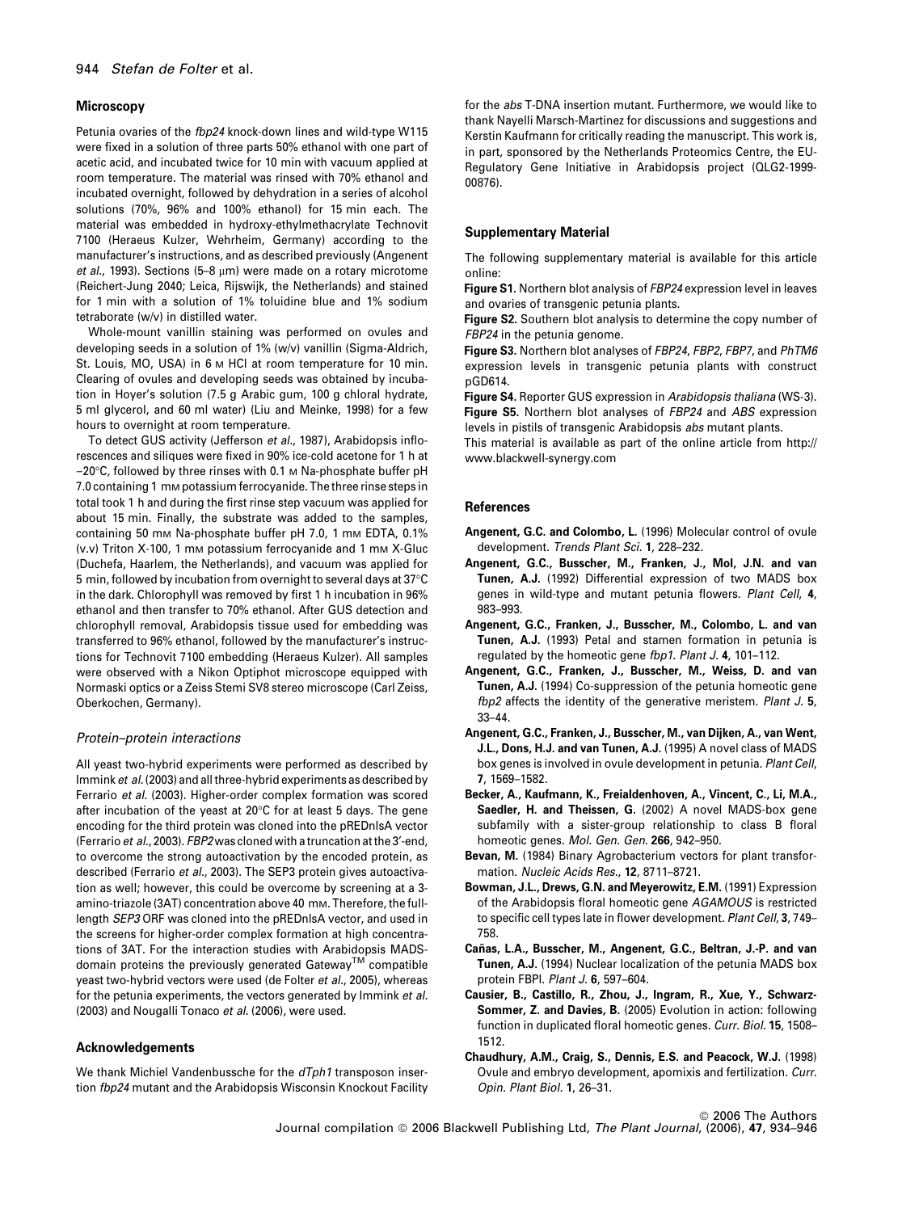### Microscopy

Petunia ovaries of the *fbp24* knock-down lines and wild-type W115 were fixed in a solution of three parts 50% ethanol with one part of acetic acid, and incubated twice for 10 min with vacuum applied at room temperature. The material was rinsed with 70% ethanol and incubated overnight, followed by dehydration in a series of alcohol solutions (70%, 96% and 100% ethanol) for 15 min each. The material was embedded in hydroxy-ethylmethacrylate Technovit 7100 (Heraeus Kulzer, Wehrheim, Germany) according to the manufacturer's instructions, and as described previously (Angenent *et al.*, 1993). Sections (5–8 μm) were made on a rotary microtome (Reichert-Jung 2040; Leica, Rijswijk, the Netherlands) and stained for 1 min with a solution of 1% toluidine blue and 1% sodium tetraborate (w/v) in distilled water.

Whole-mount vanillin staining was performed on ovules and developing seeds in a solution of 1% (w/v) vanillin (Sigma-Aldrich, St. Louis, MO, USA) in 6 M HCl at room temperature for 10 min. Clearing of ovules and developing seeds was obtained by incubation in Hoyer's solution (7.5 g Arabic gum, 100 g chloral hydrate, 5 ml glycerol, and 60 ml water) (Liu and Meinke, 1998) for a few hours to overnight at room temperature.

To detect GUS activity (Jefferson *et al.*, 1987), Arabidopsis inflorescences and siliques were fixed in 90% ice-cold acetone for 1 h at −20°C, followed by three rinses with 0.1 M Na-phosphate buffer pH 7.0 containing 1 mM potassium ferrocyanide. The three rinse steps in total took 1 h and during the first rinse step vacuum was applied for about 15 min. Finally, the substrate was added to the samples, containing 50 mM Na-phosphate buffer pH 7.0, 1 mM EDTA, 0.1% (v.v) Triton X-100, 1 mM potassium ferrocyanide and 1 mM X-Gluc (Duchefa, Haarlem, the Netherlands), and vacuum was applied for 5 min, followed by incubation from overnight to several days at 37°C in the dark. Chlorophyll was removed by first 1 h incubation in 96% ethanol and then transfer to 70% ethanol. After GUS detection and chlorophyll removal, Arabidopsis tissue used for embedding was transferred to 96% ethanol, followed by the manufacturer's instructions for Technovit 7100 embedding (Heraeus Kulzer). All samples were observed with a Nikon Optiphot microscope equipped with Normaski optics or a Zeiss Stemi SV8 stereo microscope (Carl Zeiss, Oberkochen, Germany).

#### *Protein–protein interactions*

All yeast two-hybrid experiments were performed as described by Immink *et al.* (2003) and all three-hybrid experiments as described by Ferrario *et al.* (2003). Higher-order complex formation was scored after incubation of the yeast at 20°C for at least 5 days. The gene encoding for the third protein was cloned into the pREDnlsA vector (Ferrario *et al.*, 2003). *FBP2* was cloned with a truncation at the 3′-end, to overcome the strong autoactivation by the encoded protein, as described (Ferrario *et al.*, 2003). The SEP3 protein gives autoactivation as well; however, this could be overcome by screening at a 3-amino-triazole (3AT) concentration above 40 mM. Therefore, the full-length *SEP3* ORF was cloned into the pREDnlsA vector, and used in the screens for higher-order complex formation at high concentrations of 3AT. For the interaction studies with Arabidopsis MADS-domain proteins the previously generated Gateway™ compatible yeast two-hybrid vectors were used (de Folter *et al.*, 2005), whereas for the petunia experiments, the vectors generated by Immink *et al.* (2003) and Nougalli Tonaco *et al.* (2006), were used.

### Acknowledgements

We thank Michiel Vandenbussche for the *dTph1* transposon insertion *fbp24* mutant and the Arabidopsis Wisconsin Knockout Facility for the *abs* T-DNA insertion mutant. Furthermore, we would like to thank Nayelli Marsch-Martinez for discussions and suggestions and Kerstin Kaufmann for critically reading the manuscript. This work is, in part, sponsored by the Netherlands Proteomics Centre, the EU-Regulatory Gene Initiative in Arabidopsis project (QLG2-1999-00876).

### Supplementary Material

The following supplementary material is available for this article online:

**Figure S1.** Northern blot analysis of *FBP24* expression level in leaves and ovaries of transgenic petunia plants.

**Figure S2.** Southern blot analysis to determine the copy number of *FBP24* in the petunia genome.

**Figure S3.** Northern blot analyses of *FBP24*, *FBP2*, *FBP7*, and *PhTM6* expression levels in transgenic petunia plants with construct pGD614.

**Figure S4.** Reporter GUS expression in *Arabidopsis thaliana* (WS-3).

**Figure S5.** Northern blot analyses of *FBP24* and *ABS* expression levels in pistils of transgenic Arabidopsis *abs* mutant plants.

This material is available as part of the online article from http://www.blackwell-synergy.com

### References

**Angenent, G.C. and Colombo, L.** (1996) Molecular control of ovule development. *Trends Plant Sci.* **1**, 228–232.

**Angenent, G.C., Busscher, M., Franken, J., Mol, J.N. and van Tunen, A.J.** (1992) Differential expression of two MADS box genes in wild-type and mutant petunia flowers. *Plant Cell*, **4**, 983–993.

**Angenent, G.C., Franken, J., Busscher, M., Colombo, L. and van Tunen, A.J.** (1993) Petal and stamen formation in petunia is regulated by the homeotic gene *fbp1*. *Plant J.* **4**, 101–112.

**Angenent, G.C., Franken, J., Busscher, M., Weiss, D. and van Tunen, A.J.** (1994) Co-suppression of the petunia homeotic gene *fbp2* affects the identity of the generative meristem. *Plant J.* **5**, 33–44.

**Angenent, G.C., Franken, J., Busscher, M., van Dijken, A., van Went, J.L., Dons, H.J. and van Tunen, A.J.** (1995) A novel class of MADS box genes is involved in ovule development in petunia. *Plant Cell*, **7**, 1569–1582.

**Becker, A., Kaufmann, K., Freialdenhoven, A., Vincent, C., Li, M.A., Saedler, H. and Theissen, G.** (2002) A novel MADS-box gene subfamily with a sister-group relationship to class B floral homeotic genes. *Mol. Gen. Gen.* **266**, 942–950.

**Bevan, M.** (1984) Binary Agrobacterium vectors for plant transformation. *Nucleic Acids Res.*, **12**, 8711–8721.

**Bowman, J.L., Drews, G.N. and Meyerowitz, E.M.** (1991) Expression of the Arabidopsis floral homeotic gene *AGAMOUS* is restricted to specific cell types late in flower development. *Plant Cell*, **3**, 749–758.

**Cañas, L.A., Busscher, M., Angenent, G.C., Beltran, J.-P. and van Tunen, A.J.** (1994) Nuclear localization of the petunia MADS box protein FBPI. *Plant J.* **6**, 597–604.

**Causier, B., Castillo, R., Zhou, J., Ingram, R., Xue, Y., Schwarz-Sommer, Z. and Davies, B.** (2005) Evolution in action: following function in duplicated floral homeotic genes. *Curr. Biol.* **15**, 1508–1512.

**Chaudhury, A.M., Craig, S., Dennis, E.S. and Peacock, W.J.** (1998) Ovule and embryo development, apomixis and fertilization. *Curr. Opin. Plant Biol.* **1**, 26–31.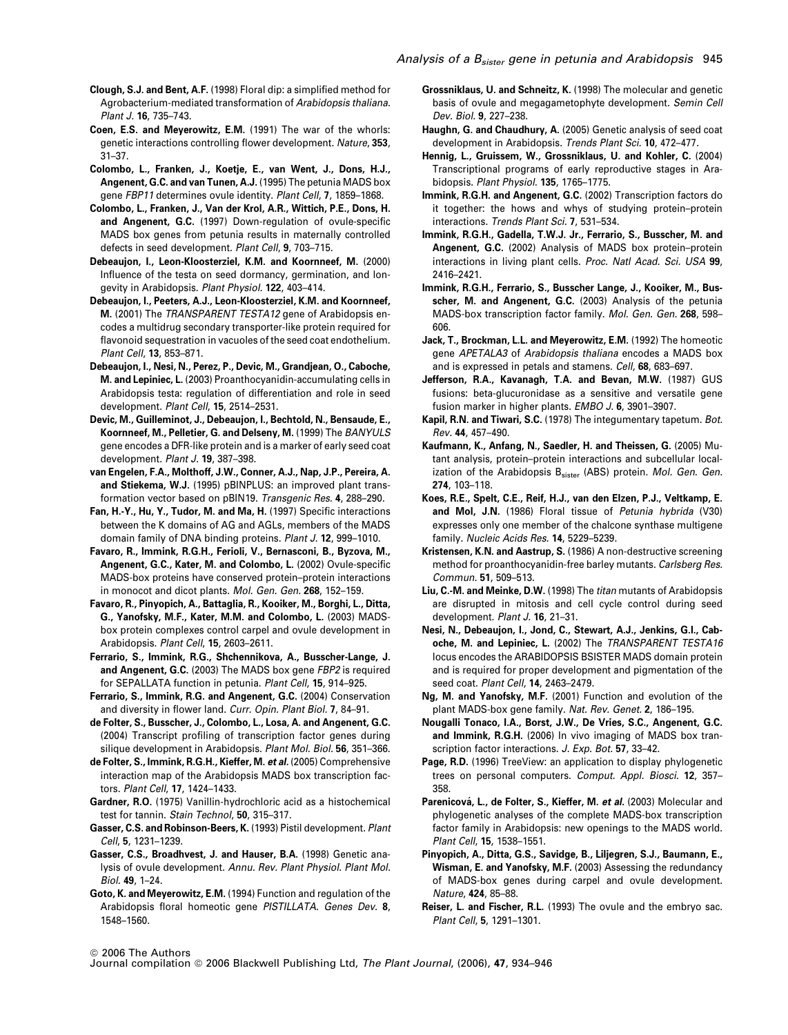**Clough, S.J. and Bent, A.F.** (1998) Floral dip: a simplified method for Agrobacterium-mediated transformation of *Arabidopsis thaliana*. *Plant J.* **16**, 735–743.

**Coen, E.S. and Meyerowitz, E.M.** (1991) The war of the whorls: genetic interactions controlling flower development. *Nature*, **353**, 31–37.

**Colombo, L., Franken, J., Koetje, E., van Went, J., Dons, H.J., Angenent, G.C. and van Tunen, A.J.** (1995) The petunia MADS box gene *FBP11* determines ovule identity. *Plant Cell*, **7**, 1859–1868.

**Colombo, L., Franken, J., Van der Krol, A.R., Wittich, P.E., Dons, H. and Angenent, G.C.** (1997) Down-regulation of ovule-specific MADS box genes from petunia results in maternally controlled defects in seed development. *Plant Cell*, **9**, 703–715.

**Debeaujon, I., Leon-Kloosterziel, K.M. and Koornneef, M.** (2000) Influence of the testa on seed dormancy, germination, and longevity in Arabidopsis. *Plant Physiol.* **122**, 403–414.

**Debeaujon, I., Peeters, A.J., Leon-Kloosterziel, K.M. and Koornneef, M.** (2001) The *TRANSPARENT TESTA12* gene of Arabidopsis encodes a multidrug secondary transporter-like protein required for flavonoid sequestration in vacuoles of the seed coat endothelium. *Plant Cell*, **13**, 853–871.

**Debeaujon, I., Nesi, N., Perez, P., Devic, M., Grandjean, O., Caboche, M. and Lepiniec, L.** (2003) Proanthocyanidin-accumulating cells in Arabidopsis testa: regulation of differentiation and role in seed development. *Plant Cell*, **15**, 2514–2531.

**Devic, M., Guilleminot, J., Debeaujon, I., Bechtold, N., Bensaude, E., Koornneef, M., Pelletier, G. and Delseny, M.** (1999) The *BANYULS* gene encodes a DFR-like protein and is a marker of early seed coat development. *Plant J.* **19**, 387–398.

**van Engelen, F.A., Molthoff, J.W., Conner, A.J., Nap, J.P., Pereira, A. and Stiekema, W.J.** (1995) pBINPLUS: an improved plant transformation vector based on pBIN19. *Transgenic Res.* **4**, 288–290.

**Fan, H.-Y., Hu, Y., Tudor, M. and Ma, H.** (1997) Specific interactions between the K domains of AG and AGLs, members of the MADS domain family of DNA binding proteins. *Plant J.* **12**, 999–1010.

**Favaro, R., Immink, R.G.H., Ferioli, V., Bernasconi, B., Byzova, M., Angenent, G.C., Kater, M. and Colombo, L.** (2002) Ovule-specific MADS-box proteins have conserved protein–protein interactions in monocot and dicot plants. *Mol. Gen. Gen.* **268**, 152–159.

**Favaro, R., Pinyopich, A., Battaglia, R., Kooiker, M., Borghi, L., Ditta, G., Yanofsky, M.F., Kater, M.M. and Colombo, L.** (2003) MADS-box protein complexes control carpel and ovule development in Arabidopsis. *Plant Cell*, **15**, 2603–2611.

**Ferrario, S., Immink, R.G., Shchennikova, A., Busscher-Lange, J. and Angenent, G.C.** (2003) The MADS box gene *FBP2* is required for SEPALLATA function in petunia. *Plant Cell*, **15**, 914–925.

**Ferrario, S., Immink, R.G. and Angenent, G.C.** (2004) Conservation and diversity in flower land. *Curr. Opin. Plant Biol.* **7**, 84–91.

**de Folter, S., Busscher, J., Colombo, L., Losa, A. and Angenent, G.C.** (2004) Transcript profiling of transcription factor genes during silique development in Arabidopsis. *Plant Mol. Biol.* **56**, 351–366.

**de Folter, S., Immink, R.G.H., Kieffer, M. *et al.*** (2005) Comprehensive interaction map of the Arabidopsis MADS box transcription factors. *Plant Cell*, **17**, 1424–1433.

**Gardner, R.O.** (1975) Vanillin-hydrochloric acid as a histochemical test for tannin. *Stain Technol*, **50**, 315–317.

**Gasser, C.S. and Robinson-Beers, K.** (1993) Pistil development. *Plant Cell*, **5**, 1231–1239.

**Gasser, C.S., Broadhvest, J. and Hauser, B.A.** (1998) Genetic analysis of ovule development. *Annu. Rev. Plant Physiol. Plant Mol. Biol.* **49**, 1–24.

**Goto, K. and Meyerowitz, E.M.** (1994) Function and regulation of the Arabidopsis floral homeotic gene *PISTILLATA*. *Genes Dev.* **8**, 1548–1560.

**Grossniklaus, U. and Schneitz, K.** (1998) The molecular and genetic basis of ovule and megagametophyte development. *Semin Cell Dev. Biol.* **9**, 227–238.

**Haughn, G. and Chaudhury, A.** (2005) Genetic analysis of seed coat development in Arabidopsis. *Trends Plant Sci.* **10**, 472–477.

**Hennig, L., Gruissem, W., Grossniklaus, U. and Kohler, C.** (2004) Transcriptional programs of early reproductive stages in Arabidopsis. *Plant Physiol.* **135**, 1765–1775.

**Immink, R.G.H. and Angenent, G.C.** (2002) Transcription factors do it together: the hows and whys of studying protein–protein interactions. *Trends Plant Sci.* **7**, 531–534.

**Immink, R.G.H., Gadella, T.W.J. Jr., Ferrario, S., Busscher, M. and Angenent, G.C.** (2002) Analysis of MADS box protein–protein interactions in living plant cells. *Proc. Natl Acad. Sci. USA* **99**, 2416–2421.

**Immink, R.G.H., Ferrario, S., Busscher Lange, J., Kooiker, M., Busscher, M. and Angenent, G.C.** (2003) Analysis of the petunia MADS-box transcription factor family. *Mol. Gen. Gen.* **268**, 598–606.

**Jack, T., Brockman, L.L. and Meyerowitz, E.M.** (1992) The homeotic gene *APETALA3* of *Arabidopsis thaliana* encodes a MADS box and is expressed in petals and stamens. *Cell*, **68**, 683–697.

**Jefferson, R.A., Kavanagh, T.A. and Bevan, M.W.** (1987) GUS fusions: beta-glucuronidase as a sensitive and versatile gene fusion marker in higher plants. *EMBO J.* **6**, 3901–3907.

**Kapil, R.N. and Tiwari, S.C.** (1978) The integumentary tapetum. *Bot. Rev.* **44**, 457–490.

**Kaufmann, K., Anfang, N., Saedler, H. and Theissen, G.** (2005) Mutant analysis, protein–protein interactions and subcellular localization of the Arabidopsis $B_{sister}$ (ABS) protein. *Mol. Gen. Gen.* **274**, 103–118.

**Koes, R.E., Spelt, C.E., Reif, H.J., van den Elzen, P.J., Veltkamp, E. and Mol, J.N.** (1986) Floral tissue of *Petunia hybrida* (V30) expresses only one member of the chalcone synthase multigene family. *Nucleic Acids Res.* **14**, 5229–5239.

**Kristensen, K.N. and Aastrup, S.** (1986) A non-destructive screening method for proanthocyanidin-free barley mutants. *Carlsberg Res. Commun.* **51**, 509–513.

**Liu, C.-M. and Meinke, D.W.** (1998) The *titan* mutants of Arabidopsis are disrupted in mitosis and cell cycle control during seed development. *Plant J.* **16**, 21–31.

**Nesi, N., Debeaujon, I., Jond, C., Stewart, A.J., Jenkins, G.I., Caboche, M. and Lepiniec, L.** (2002) The *TRANSPARENT TESTA16* locus encodes the ARABIDOPSIS BSISTER MADS domain protein and is required for proper development and pigmentation of the seed coat. *Plant Cell*, **14**, 2463–2479.

**Ng, M. and Yanofsky, M.F.** (2001) Function and evolution of the plant MADS-box gene family. *Nat. Rev. Genet.* **2**, 186–195.

**Nougalli Tonaco, I.A., Borst, J.W., De Vries, S.C., Angenent, G.C. and Immink, R.G.H.** (2006) In vivo imaging of MADS box transcription factor interactions. *J. Exp. Bot.* **57**, 33–42.

**Page, R.D.** (1996) TreeView: an application to display phylogenetic trees on personal computers. *Comput. Appl. Biosci.* **12**, 357–358.

**Parenicová, L., de Folter, S., Kieffer, M. *et al.*** (2003) Molecular and phylogenetic analyses of the complete MADS-box transcription factor family in Arabidopsis: new openings to the MADS world. *Plant Cell*, **15**, 1538–1551.

**Pinyopich, A., Ditta, G.S., Savidge, B., Liljegren, S.J., Baumann, E., Wisman, E. and Yanofsky, M.F.** (2003) Assessing the redundancy of MADS-box genes during carpel and ovule development. *Nature*, **424**, 85–88.

**Reiser, L. and Fischer, R.L.** (1993) The ovule and the embryo sac. *Plant Cell*, **5**, 1291–1301.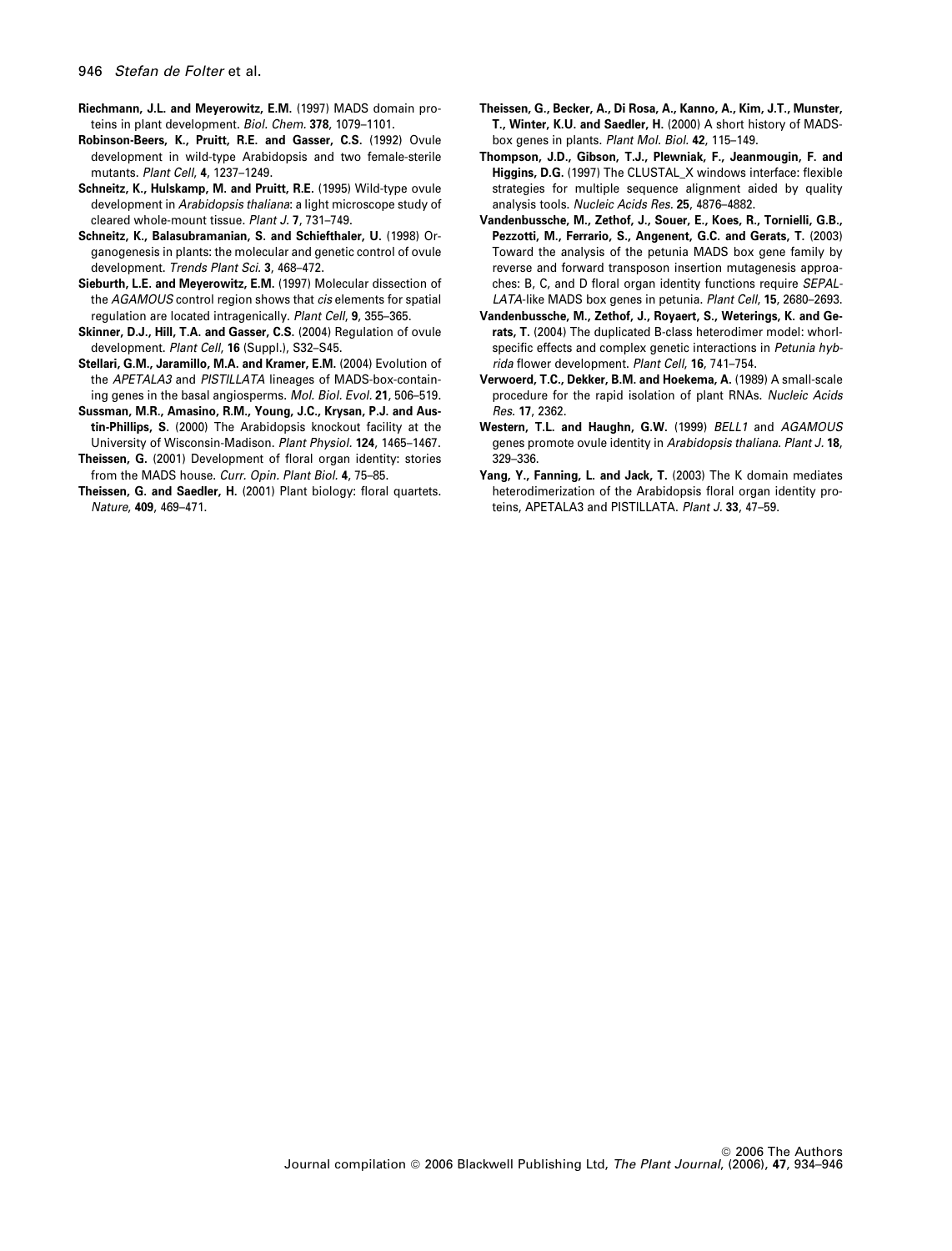**Riechmann, J.L. and Meyerowitz, E.M.** (1997) MADS domain proteins in plant development. *Biol. Chem.* **378**, 1079–1101.

**Robinson-Beers, K., Pruitt, R.E. and Gasser, C.S.** (1992) Ovule development in wild-type Arabidopsis and two female-sterile mutants. *Plant Cell*, **4**, 1237–1249.

**Schneitz, K., Hulskamp, M. and Pruitt, R.E.** (1995) Wild-type ovule development in *Arabidopsis thaliana*: a light microscope study of cleared whole-mount tissue. *Plant J.* **7**, 731–749.

**Schneitz, K., Balasubramanian, S. and Schiefthaler, U.** (1998) Organogenesis in plants: the molecular and genetic control of ovule development. *Trends Plant Sci.* **3**, 468–472.

**Sieburth, L.E. and Meyerowitz, E.M.** (1997) Molecular dissection of the *AGAMOUS* control region shows that *cis* elements for spatial regulation are located intragenically. *Plant Cell*, **9**, 355–365.

**Skinner, D.J., Hill, T.A. and Gasser, C.S.** (2004) Regulation of ovule development. *Plant Cell*, **16** (Suppl.), S32–S45.

**Stellari, G.M., Jaramillo, M.A. and Kramer, E.M.** (2004) Evolution of the *APETALA3* and *PISTILLATA* lineages of MADS-box-containing genes in the basal angiosperms. *Mol. Biol. Evol.* **21**, 506–519.

**Sussman, M.R., Amasino, R.M., Young, J.C., Krysan, P.J. and Austin-Phillips, S.** (2000) The Arabidopsis knockout facility at the University of Wisconsin-Madison. *Plant Physiol.* **124**, 1465–1467.

**Theissen, G.** (2001) Development of floral organ identity: stories from the MADS house. *Curr. Opin. Plant Biol.* **4**, 75–85.

**Theissen, G. and Saedler, H.** (2001) Plant biology: floral quartets. *Nature*, **409**, 469–471.

**Theissen, G., Becker, A., Di Rosa, A., Kanno, A., Kim, J.T., Munster, T., Winter, K.U. and Saedler, H.** (2000) A short history of MADS-box genes in plants. *Plant Mol. Biol.* **42**, 115–149.

**Thompson, J.D., Gibson, T.J., Plewniak, F., Jeanmougin, F. and Higgins, D.G.** (1997) The CLUSTAL_X windows interface: flexible strategies for multiple sequence alignment aided by quality analysis tools. *Nucleic Acids Res.* **25**, 4876–4882.

**Vandenbussche, M., Zethof, J., Souer, E., Koes, R., Tornielli, G.B., Pezzotti, M., Ferrario, S., Angenent, G.C. and Gerats, T.** (2003) Toward the analysis of the petunia MADS box gene family by reverse and forward transposon insertion mutagenesis approaches: B, C, and D floral organ identity functions require *SEPALLATA*-like MADS box genes in petunia. *Plant Cell*, **15**, 2680–2693.

**Vandenbussche, M., Zethof, J., Royaert, S., Weterings, K. and Gerats, T.** (2004) The duplicated B-class heterodimer model: whorl-specific effects and complex genetic interactions in *Petunia hybrida* flower development. *Plant Cell*, **16**, 741–754.

**Verwoerd, T.C., Dekker, B.M. and Hoekema, A.** (1989) A small-scale procedure for the rapid isolation of plant RNAs. *Nucleic Acids Res.* **17**, 2362.

**Western, T.L. and Haughn, G.W.** (1999) *BELL1* and *AGAMOUS* genes promote ovule identity in *Arabidopsis thaliana*. *Plant J.* **18**, 329–336.

**Yang, Y., Fanning, L. and Jack, T.** (2003) The K domain mediates heterodimerization of the Arabidopsis floral organ identity proteins, APETALA3 and PISTILLATA. *Plant J.* **33**, 47–59.